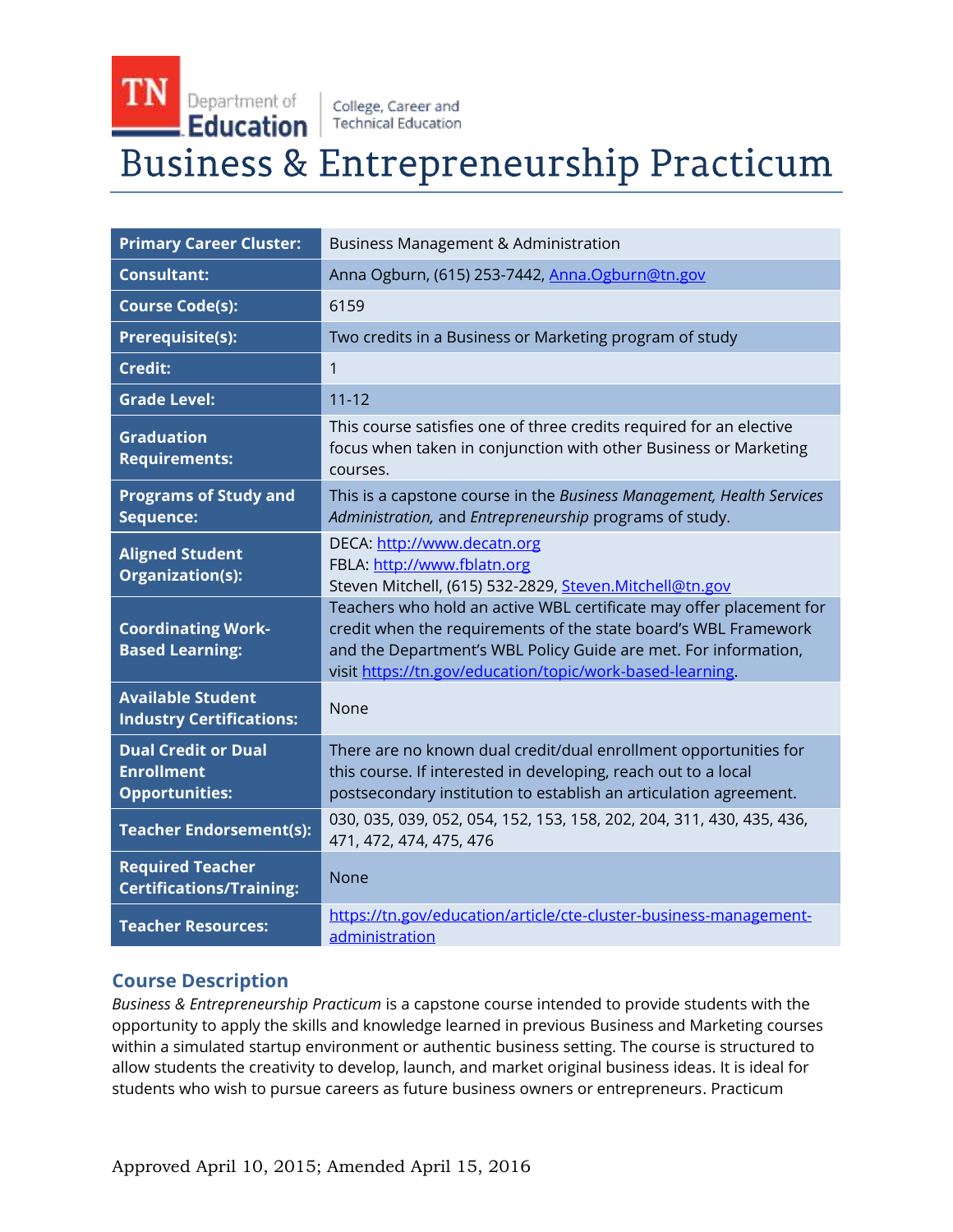TN Department of Education | College, Career and Technical Education

# Business & Entrepreneurship Practicum

| | |
|---|---|
| **Primary Career Cluster:** | Business Management & Administration |
| **Consultant:** | Anna Ogburn, (615) 253-7442, Anna.Ogburn@tn.gov |
| **Course Code(s):** | 6159 |
| **Prerequisite(s):** | Two credits in a Business or Marketing program of study |
| **Credit:** | 1 |
| **Grade Level:** | 11-12 |
| **Graduation Requirements:** | This course satisfies one of three credits required for an elective focus when taken in conjunction with other Business or Marketing courses. |
| **Programs of Study and Sequence:** | This is a capstone course in the *Business Management, Health Services Administration,* and *Entrepreneurship* programs of study. |
| **Aligned Student Organization(s):** | DECA: http://www.decatn.org<br>FBLA: http://www.fblatn.org<br>Steven Mitchell, (615) 532-2829, Steven.Mitchell@tn.gov |
| **Coordinating Work-Based Learning:** | Teachers who hold an active WBL certificate may offer placement for credit when the requirements of the state board's WBL Framework and the Department's WBL Policy Guide are met. For information, visit https://tn.gov/education/topic/work-based-learning. |
| **Available Student Industry Certifications:** | None |
| **Dual Credit or Dual Enrollment Opportunities:** | There are no known dual credit/dual enrollment opportunities for this course. If interested in developing, reach out to a local postsecondary institution to establish an articulation agreement. |
| **Teacher Endorsement(s):** | 030, 035, 039, 052, 054, 152, 153, 158, 202, 204, 311, 430, 435, 436, 471, 472, 474, 475, 476 |
| **Required Teacher Certifications/Training:** | None |
| **Teacher Resources:** | https://tn.gov/education/article/cte-cluster-business-management-administration |

## Course Description

*Business & Entrepreneurship Practicum* is a capstone course intended to provide students with the opportunity to apply the skills and knowledge learned in previous Business and Marketing courses within a simulated startup environment or authentic business setting. The course is structured to allow students the creativity to develop, launch, and market original business ideas. It is ideal for students who wish to pursue careers as future business owners or entrepreneurs. Practicum

Approved April 10, 2015; Amended April 15, 2016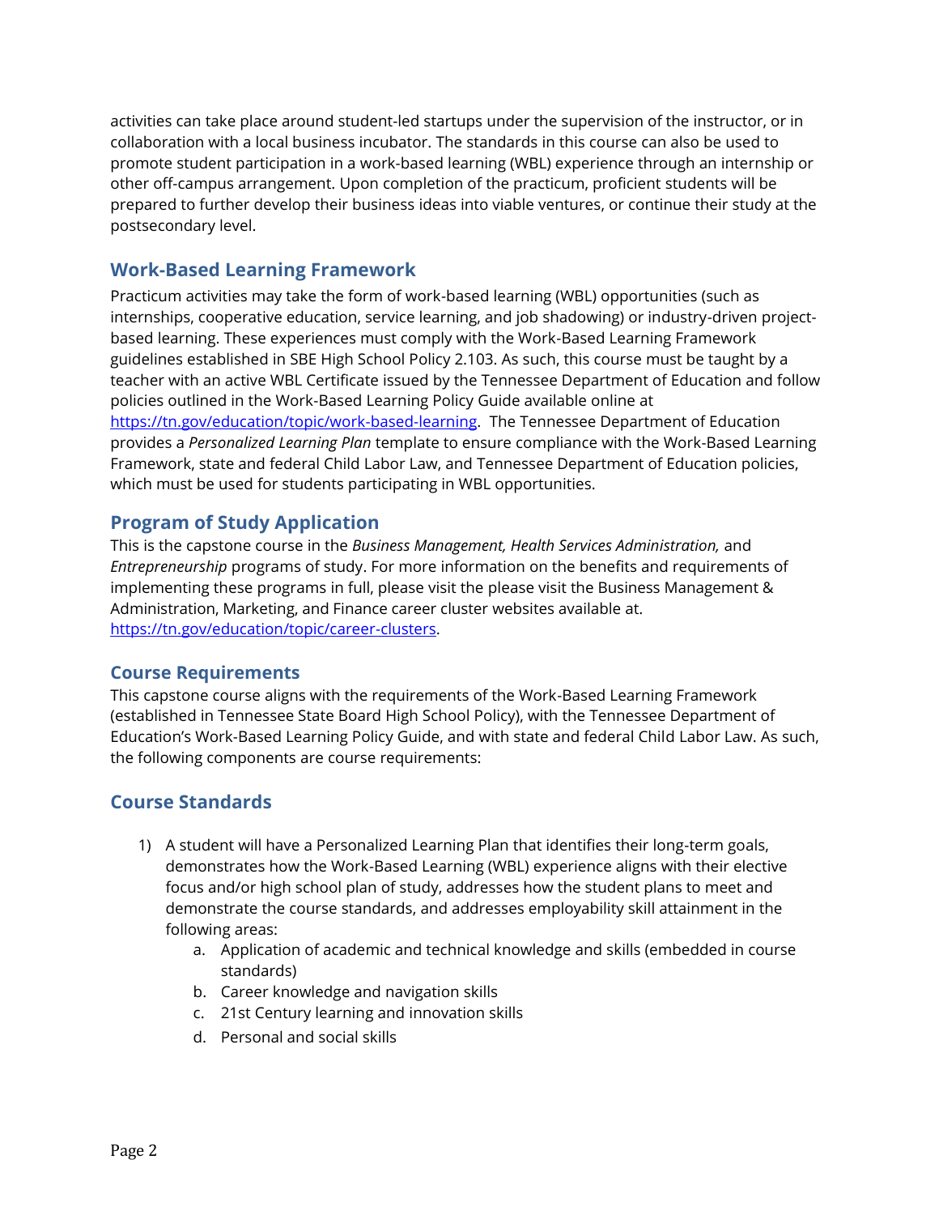activities can take place around student-led startups under the supervision of the instructor, or in collaboration with a local business incubator. The standards in this course can also be used to promote student participation in a work-based learning (WBL) experience through an internship or other off-campus arrangement. Upon completion of the practicum, proficient students will be prepared to further develop their business ideas into viable ventures, or continue their study at the postsecondary level.

## Work-Based Learning Framework

Practicum activities may take the form of work-based learning (WBL) opportunities (such as internships, cooperative education, service learning, and job shadowing) or industry-driven project-based learning. These experiences must comply with the Work-Based Learning Framework guidelines established in SBE High School Policy 2.103. As such, this course must be taught by a teacher with an active WBL Certificate issued by the Tennessee Department of Education and follow policies outlined in the Work-Based Learning Policy Guide available online at https://tn.gov/education/topic/work-based-learning. The Tennessee Department of Education provides a *Personalized Learning Plan* template to ensure compliance with the Work-Based Learning Framework, state and federal Child Labor Law, and Tennessee Department of Education policies, which must be used for students participating in WBL opportunities.

## Program of Study Application

This is the capstone course in the *Business Management, Health Services Administration,* and *Entrepreneurship* programs of study. For more information on the benefits and requirements of implementing these programs in full, please visit the please visit the Business Management & Administration, Marketing, and Finance career cluster websites available at. https://tn.gov/education/topic/career-clusters.

## Course Requirements

This capstone course aligns with the requirements of the Work-Based Learning Framework (established in Tennessee State Board High School Policy), with the Tennessee Department of Education's Work-Based Learning Policy Guide, and with state and federal Child Labor Law. As such, the following components are course requirements:

## Course Standards

1) A student will have a Personalized Learning Plan that identifies their long-term goals, demonstrates how the Work-Based Learning (WBL) experience aligns with their elective focus and/or high school plan of study, addresses how the student plans to meet and demonstrate the course standards, and addresses employability skill attainment in the following areas:
    a. Application of academic and technical knowledge and skills (embedded in course standards)
    b. Career knowledge and navigation skills
    c. 21st Century learning and innovation skills
    d. Personal and social skills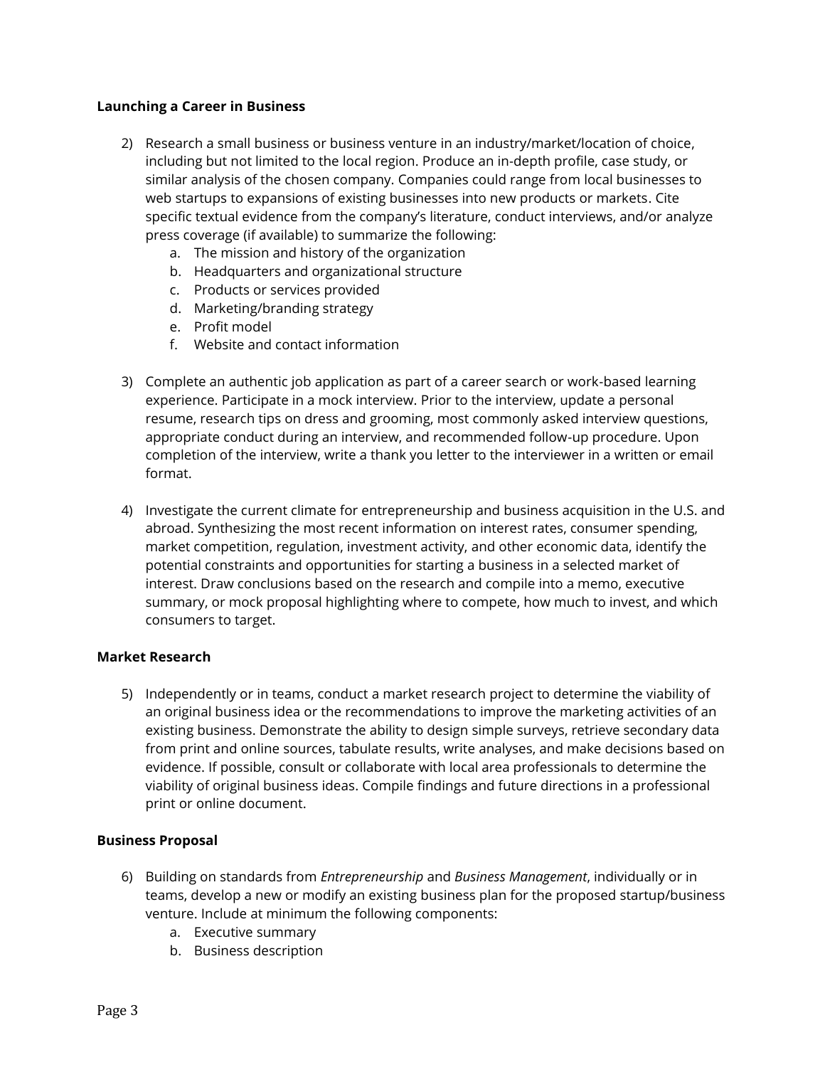**Launching a Career in Business**

2) Research a small business or business venture in an industry/market/location of choice, including but not limited to the local region. Produce an in-depth profile, case study, or similar analysis of the chosen company. Companies could range from local businesses to web startups to expansions of existing businesses into new products or markets. Cite specific textual evidence from the company's literature, conduct interviews, and/or analyze press coverage (if available) to summarize the following:
    a. The mission and history of the organization
    b. Headquarters and organizational structure
    c. Products or services provided
    d. Marketing/branding strategy
    e. Profit model
    f. Website and contact information

3) Complete an authentic job application as part of a career search or work-based learning experience. Participate in a mock interview. Prior to the interview, update a personal resume, research tips on dress and grooming, most commonly asked interview questions, appropriate conduct during an interview, and recommended follow-up procedure. Upon completion of the interview, write a thank you letter to the interviewer in a written or email format.

4) Investigate the current climate for entrepreneurship and business acquisition in the U.S. and abroad. Synthesizing the most recent information on interest rates, consumer spending, market competition, regulation, investment activity, and other economic data, identify the potential constraints and opportunities for starting a business in a selected market of interest. Draw conclusions based on the research and compile into a memo, executive summary, or mock proposal highlighting where to compete, how much to invest, and which consumers to target.

**Market Research**

5) Independently or in teams, conduct a market research project to determine the viability of an original business idea or the recommendations to improve the marketing activities of an existing business. Demonstrate the ability to design simple surveys, retrieve secondary data from print and online sources, tabulate results, write analyses, and make decisions based on evidence. If possible, consult or collaborate with local area professionals to determine the viability of original business ideas. Compile findings and future directions in a professional print or online document.

**Business Proposal**

6) Building on standards from *Entrepreneurship* and *Business Management*, individually or in teams, develop a new or modify an existing business plan for the proposed startup/business venture. Include at minimum the following components:
    a. Executive summary
    b. Business description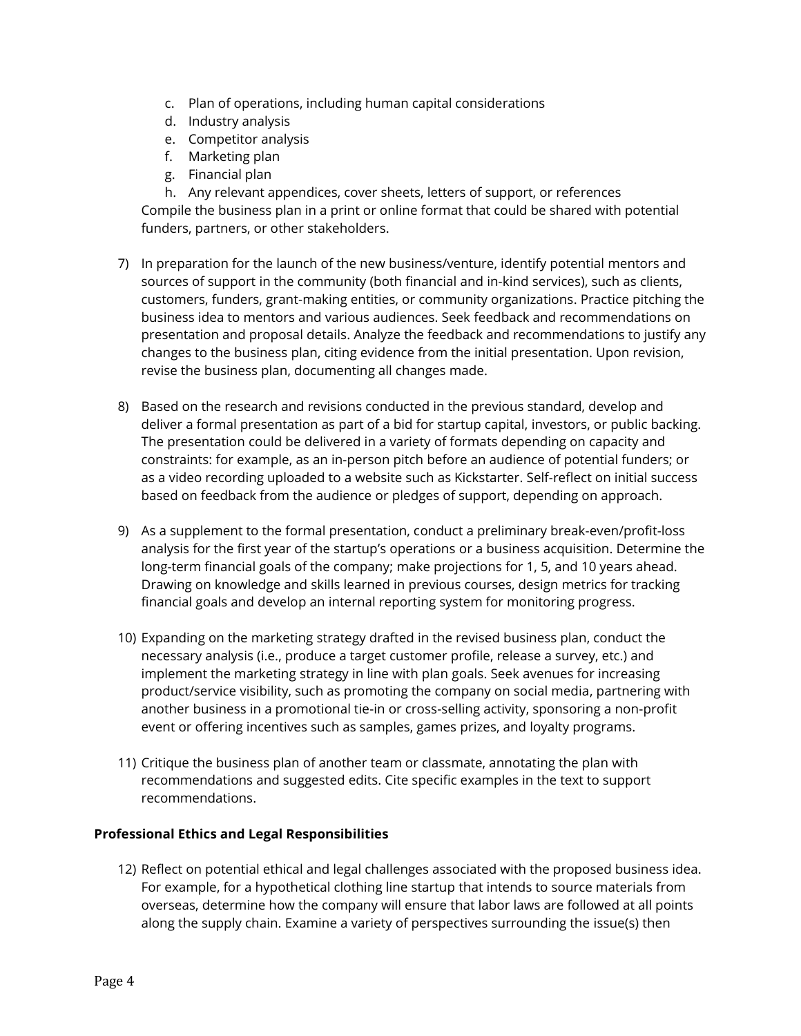c. Plan of operations, including human capital considerations
d. Industry analysis
e. Competitor analysis
f. Marketing plan
g. Financial plan
h. Any relevant appendices, cover sheets, letters of support, or references

Compile the business plan in a print or online format that could be shared with potential funders, partners, or other stakeholders.

7) In preparation for the launch of the new business/venture, identify potential mentors and sources of support in the community (both financial and in-kind services), such as clients, customers, funders, grant-making entities, or community organizations. Practice pitching the business idea to mentors and various audiences. Seek feedback and recommendations on presentation and proposal details. Analyze the feedback and recommendations to justify any changes to the business plan, citing evidence from the initial presentation. Upon revision, revise the business plan, documenting all changes made.

8) Based on the research and revisions conducted in the previous standard, develop and deliver a formal presentation as part of a bid for startup capital, investors, or public backing. The presentation could be delivered in a variety of formats depending on capacity and constraints: for example, as an in-person pitch before an audience of potential funders; or as a video recording uploaded to a website such as Kickstarter. Self-reflect on initial success based on feedback from the audience or pledges of support, depending on approach.

9) As a supplement to the formal presentation, conduct a preliminary break-even/profit-loss analysis for the first year of the startup's operations or a business acquisition. Determine the long-term financial goals of the company; make projections for 1, 5, and 10 years ahead. Drawing on knowledge and skills learned in previous courses, design metrics for tracking financial goals and develop an internal reporting system for monitoring progress.

10) Expanding on the marketing strategy drafted in the revised business plan, conduct the necessary analysis (i.e., produce a target customer profile, release a survey, etc.) and implement the marketing strategy in line with plan goals. Seek avenues for increasing product/service visibility, such as promoting the company on social media, partnering with another business in a promotional tie-in or cross-selling activity, sponsoring a non-profit event or offering incentives such as samples, games prizes, and loyalty programs.

11) Critique the business plan of another team or classmate, annotating the plan with recommendations and suggested edits. Cite specific examples in the text to support recommendations.

**Professional Ethics and Legal Responsibilities**

12) Reflect on potential ethical and legal challenges associated with the proposed business idea. For example, for a hypothetical clothing line startup that intends to source materials from overseas, determine how the company will ensure that labor laws are followed at all points along the supply chain. Examine a variety of perspectives surrounding the issue(s) then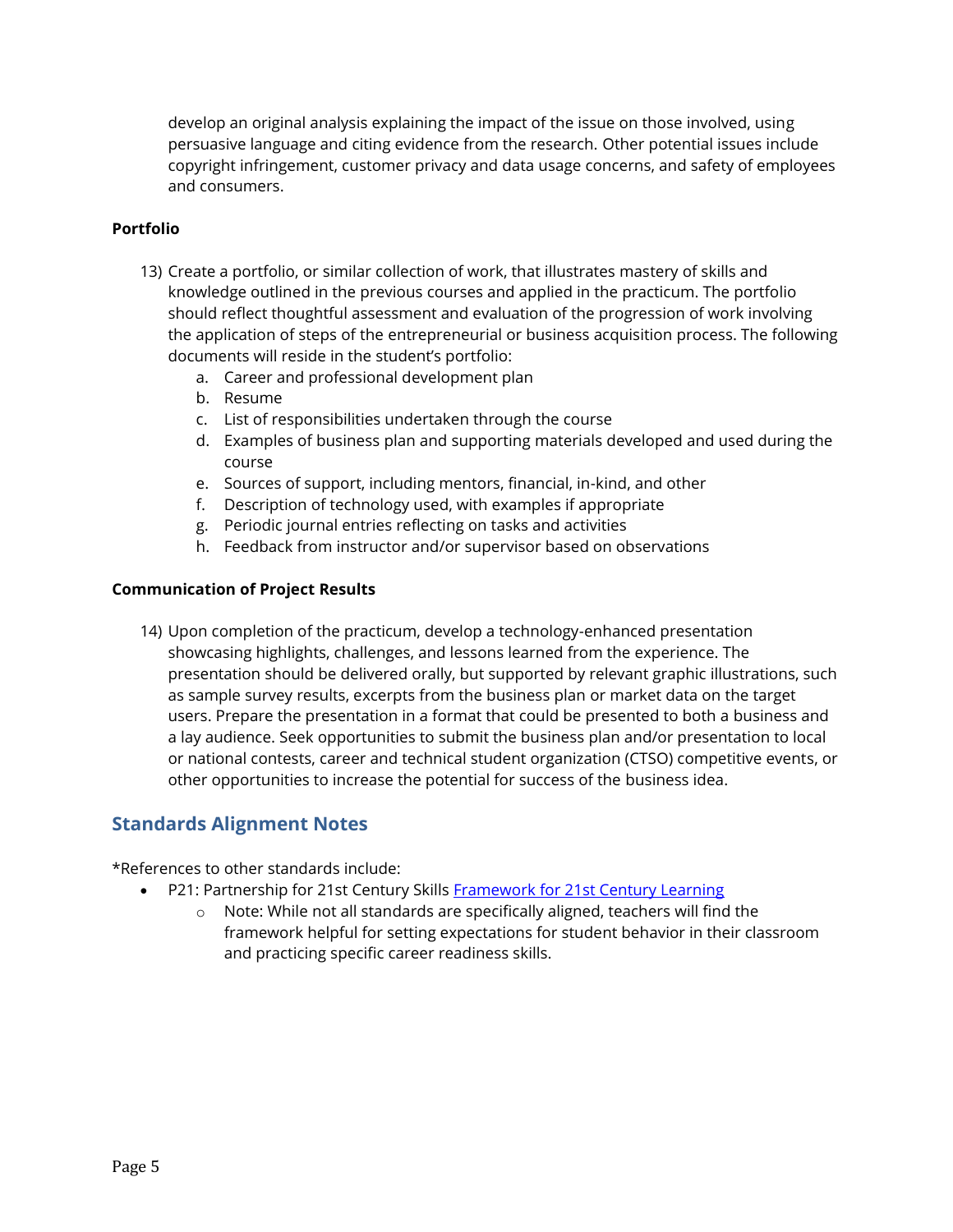develop an original analysis explaining the impact of the issue on those involved, using persuasive language and citing evidence from the research. Other potential issues include copyright infringement, customer privacy and data usage concerns, and safety of employees and consumers.

**Portfolio**

13) Create a portfolio, or similar collection of work, that illustrates mastery of skills and knowledge outlined in the previous courses and applied in the practicum. The portfolio should reflect thoughtful assessment and evaluation of the progression of work involving the application of steps of the entrepreneurial or business acquisition process. The following documents will reside in the student's portfolio:
    a. Career and professional development plan
    b. Resume
    c. List of responsibilities undertaken through the course
    d. Examples of business plan and supporting materials developed and used during the course
    e. Sources of support, including mentors, financial, in-kind, and other
    f. Description of technology used, with examples if appropriate
    g. Periodic journal entries reflecting on tasks and activities
    h. Feedback from instructor and/or supervisor based on observations

**Communication of Project Results**

14) Upon completion of the practicum, develop a technology-enhanced presentation showcasing highlights, challenges, and lessons learned from the experience. The presentation should be delivered orally, but supported by relevant graphic illustrations, such as sample survey results, excerpts from the business plan or market data on the target users. Prepare the presentation in a format that could be presented to both a business and a lay audience. Seek opportunities to submit the business plan and/or presentation to local or national contests, career and technical student organization (CTSO) competitive events, or other opportunities to increase the potential for success of the business idea.

## Standards Alignment Notes

*References to other standards include:

- P21: Partnership for 21st Century Skills [Framework for 21st Century Learning]
    - Note: While not all standards are specifically aligned, teachers will find the framework helpful for setting expectations for student behavior in their classroom and practicing specific career readiness skills.